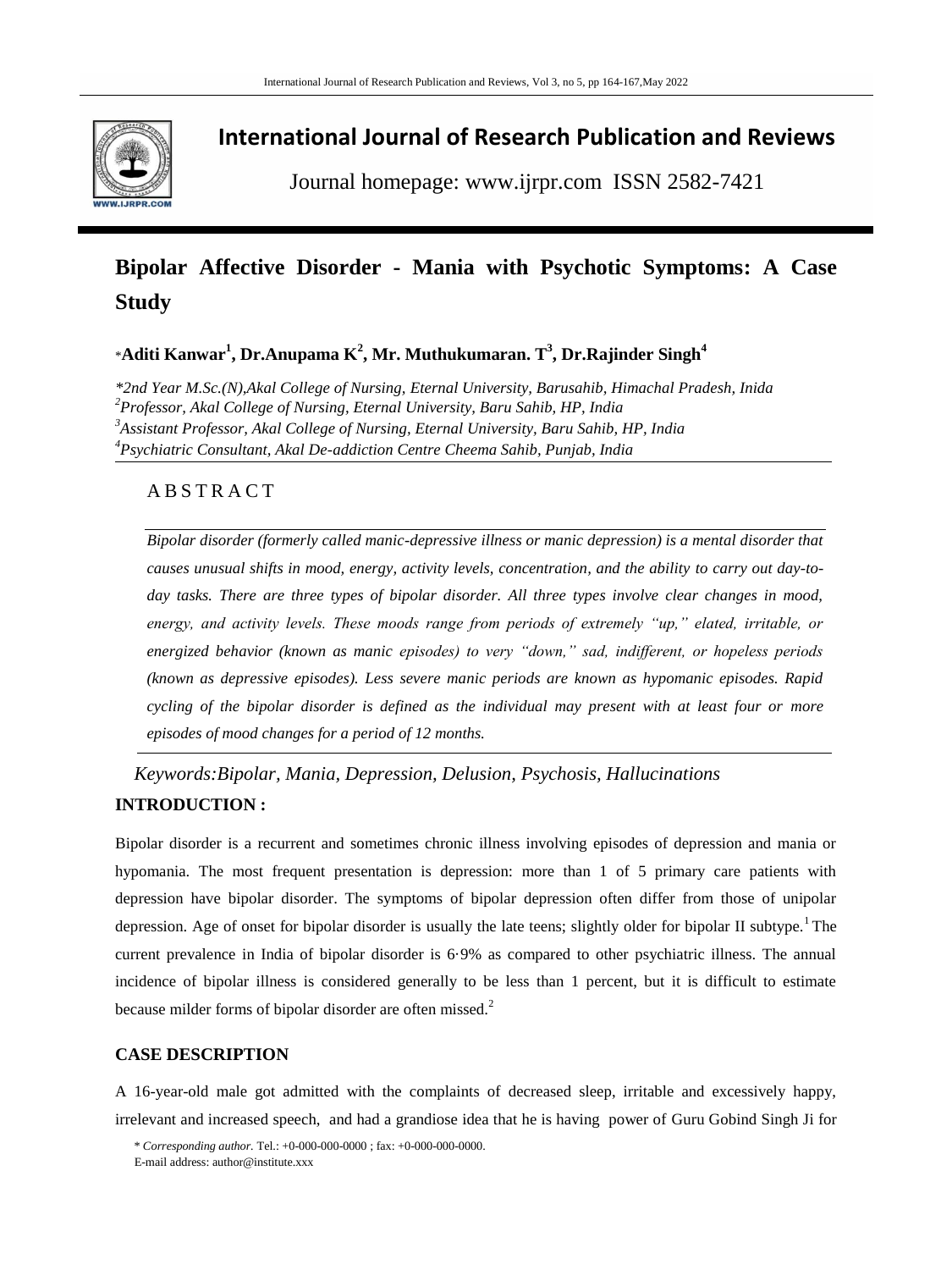# International Journal of Research Publication and Reviews

Journal homepage: www.ijrpr.com ISSN 2582-7421

## Bipolar Affective Disorder - Mania with Psychotic Symptoms: A Case Study

*Aditi Kanwar[1], Dr.Anupama K[2], Mr. Muthukumaran. T[3], Dr.Rajinder Singh[4]

*\*2nd Year M.Sc.(N),Akal College of Nursing, Eternal University, Barusahib, Himachal Pradesh, Inida*
*[2]Professor, Akal College of Nursing, Eternal University, Baru Sahib, HP, India*
*[3]Assistant Professor, Akal College of Nursing, Eternal University, Baru Sahib, HP, India*
*[4]Psychiatric Consultant, Akal De-addiction Centre Cheema Sahib, Punjab, India*

### A B S T R A C T

*Bipolar disorder (formerly called manic-depressive illness or manic depression) is a mental disorder that causes unusual shifts in mood, energy, activity levels, concentration, and the ability to carry out day-to-day tasks. There are three types of bipolar disorder. All three types involve clear changes in mood, energy, and activity levels. These moods range from periods of extremely "up," elated, irritable, or energized behavior (known as manic episodes) to very "down," sad, indifferent, or hopeless periods (known as depressive episodes). Less severe manic periods are known as hypomanic episodes. Rapid cycling of the bipolar disorder is defined as the individual may present with at least four or more episodes of mood changes for a period of 12 months.*

*Keywords:Bipolar, Mania, Depression, Delusion, Psychosis, Hallucinations*

### INTRODUCTION :

Bipolar disorder is a recurrent and sometimes chronic illness involving episodes of depression and mania or hypomania. The most frequent presentation is depression: more than 1 of 5 primary care patients with depression have bipolar disorder. The symptoms of bipolar depression often differ from those of unipolar depression. Age of onset for bipolar disorder is usually the late teens; slightly older for bipolar II subtype.[1] The current prevalence in India of bipolar disorder is 6·9% as compared to other psychiatric illness. The annual incidence of bipolar illness is considered generally to be less than 1 percent, but it is difficult to estimate because milder forms of bipolar disorder are often missed.[2]

### CASE DESCRIPTION

A 16-year-old male got admitted with the complaints of decreased sleep, irritable and excessively happy, irrelevant and increased speech, and had a grandiose idea that he is having power of Guru Gobind Singh Ji for

\* *Corresponding author.* Tel.: +0-000-000-0000 ; fax: +0-000-000-0000.
E-mail address: author@institute.xxx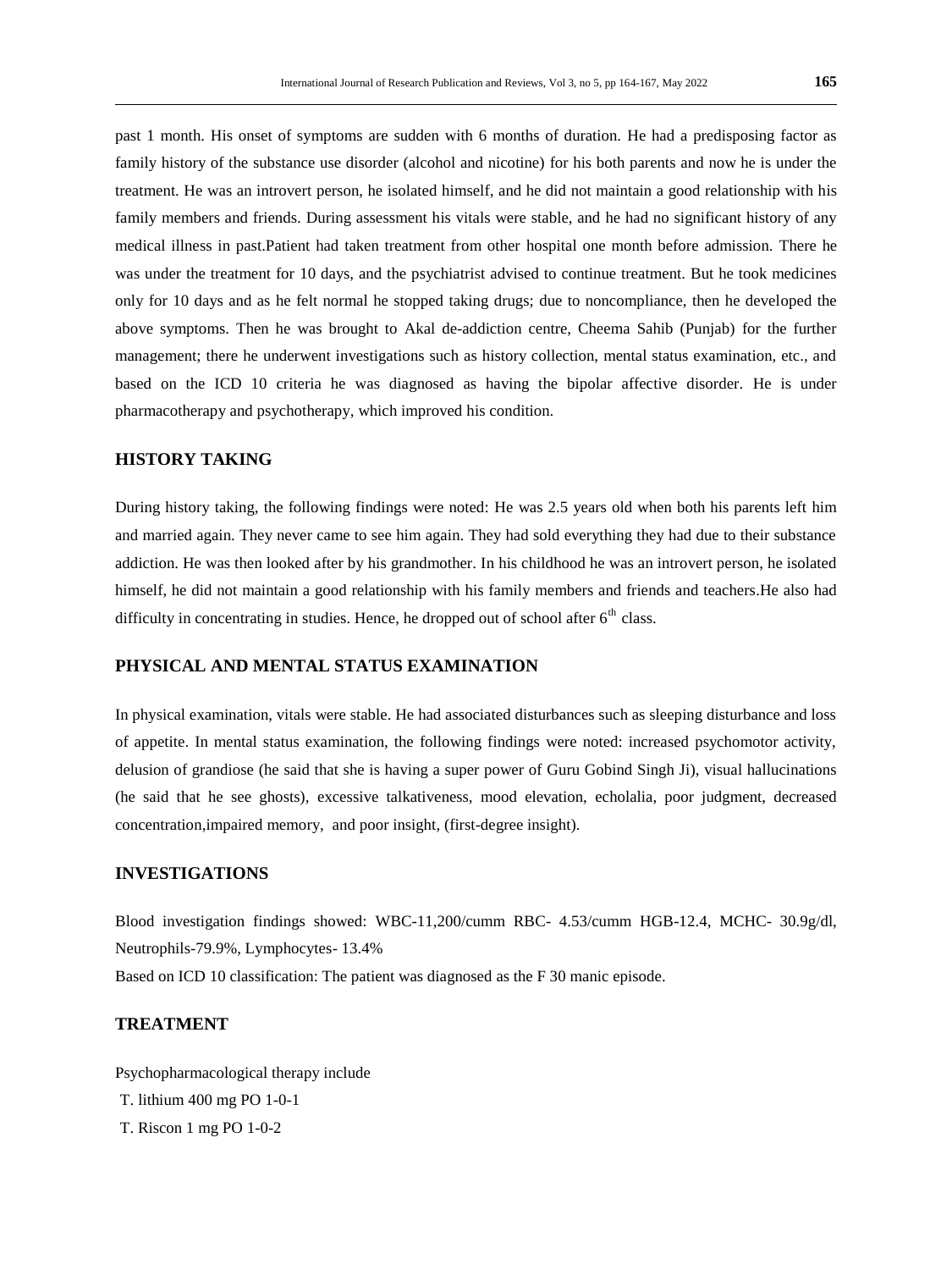past 1 month. His onset of symptoms are sudden with 6 months of duration. He had a predisposing factor as family history of the substance use disorder (alcohol and nicotine) for his both parents and now he is under the treatment. He was an introvert person, he isolated himself, and he did not maintain a good relationship with his family members and friends. During assessment his vitals were stable, and he had no significant history of any medical illness in past.Patient had taken treatment from other hospital one month before admission. There he was under the treatment for 10 days, and the psychiatrist advised to continue treatment. But he took medicines only for 10 days and as he felt normal he stopped taking drugs; due to noncompliance, then he developed the above symptoms. Then he was brought to Akal de-addiction centre, Cheema Sahib (Punjab) for the further management; there he underwent investigations such as history collection, mental status examination, etc., and based on the ICD 10 criteria he was diagnosed as having the bipolar affective disorder. He is under pharmacotherapy and psychotherapy, which improved his condition.

## HISTORY TAKING

During history taking, the following findings were noted: He was 2.5 years old when both his parents left him and married again. They never came to see him again. They had sold everything they had due to their substance addiction. He was then looked after by his grandmother. In his childhood he was an introvert person, he isolated himself, he did not maintain a good relationship with his family members and friends and teachers.He also had difficulty in concentrating in studies. Hence, he dropped out of school after 6th class.

## PHYSICAL AND MENTAL STATUS EXAMINATION

In physical examination, vitals were stable. He had associated disturbances such as sleeping disturbance and loss of appetite. In mental status examination, the following findings were noted: increased psychomotor activity, delusion of grandiose (he said that she is having a super power of Guru Gobind Singh Ji), visual hallucinations (he said that he see ghosts), excessive talkativeness, mood elevation, echolalia, poor judgment, decreased concentration,impaired memory, and poor insight, (first-degree insight).

## INVESTIGATIONS

Blood investigation findings showed: WBC-11,200/cumm RBC- 4.53/cumm HGB-12.4, MCHC- 30.9g/dl, Neutrophils-79.9%, Lymphocytes- 13.4%

Based on ICD 10 classification: The patient was diagnosed as the F 30 manic episode.

## TREATMENT

Psychopharmacological therapy include

T. lithium 400 mg PO 1-0-1

T. Riscon 1 mg PO 1-0-2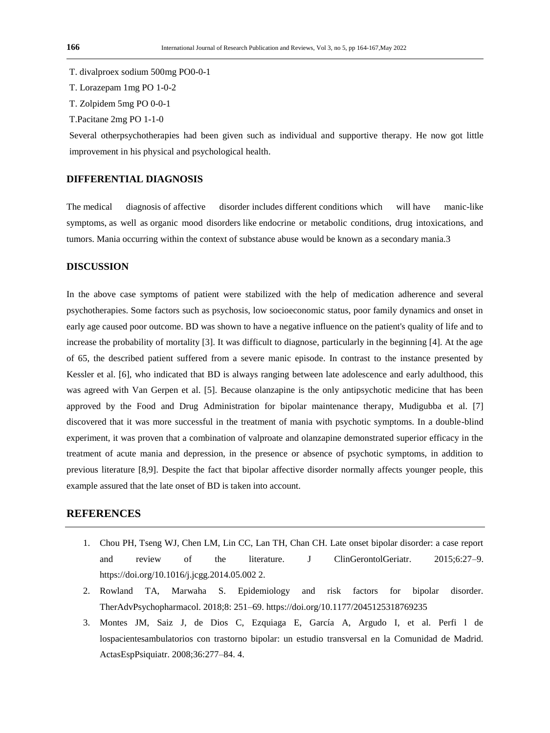T. divalproex sodium 500mg PO0-0-1

T. Lorazepam 1mg PO 1-0-2

T. Zolpidem 5mg PO 0-0-1

T.Pacitane 2mg PO 1-1-0

Several otherpsychotherapies had been given such as individual and supportive therapy. He now got little improvement in his physical and psychological health.

## DIFFERENTIAL DIAGNOSIS

The medical diagnosis of affective disorder includes different conditions which will have manic-like symptoms, as well as organic mood disorders like endocrine or metabolic conditions, drug intoxications, and tumors. Mania occurring within the context of substance abuse would be known as a secondary mania.3

## DISCUSSION

In the above case symptoms of patient were stabilized with the help of medication adherence and several psychotherapies. Some factors such as psychosis, low socioeconomic status, poor family dynamics and onset in early age caused poor outcome. BD was shown to have a negative influence on the patient's quality of life and to increase the probability of mortality [3]. It was difficult to diagnose, particularly in the beginning [4]. At the age of 65, the described patient suffered from a severe manic episode. In contrast to the instance presented by Kessler et al. [6], who indicated that BD is always ranging between late adolescence and early adulthood, this was agreed with Van Gerpen et al. [5]. Because olanzapine is the only antipsychotic medicine that has been approved by the Food and Drug Administration for bipolar maintenance therapy, Mudigubba et al. [7] discovered that it was more successful in the treatment of mania with psychotic symptoms. In a double-blind experiment, it was proven that a combination of valproate and olanzapine demonstrated superior efficacy in the treatment of acute mania and depression, in the presence or absence of psychotic symptoms, in addition to previous literature [8,9]. Despite the fact that bipolar affective disorder normally affects younger people, this example assured that the late onset of BD is taken into account.

## REFERENCES

1. Chou PH, Tseng WJ, Chen LM, Lin CC, Lan TH, Chan CH. Late onset bipolar disorder: a case report and review of the literature. J ClinGerontolGeriatr. 2015;6:27–9. https://doi.org/10.1016/j.jcgg.2014.05.002 2.
2. Rowland TA, Marwaha S. Epidemiology and risk factors for bipolar disorder. TherAdvPsychopharmacol. 2018;8: 251–69. https://doi.org/10.1177/2045125318769235
3. Montes JM, Saiz J, de Dios C, Ezquiaga E, García A, Argudo I, et al. Perfi l de lospacientesambulatorios con trastorno bipolar: un estudio transversal en la Comunidad de Madrid. ActasEspPsiquiatr. 2008;36:277–84. 4.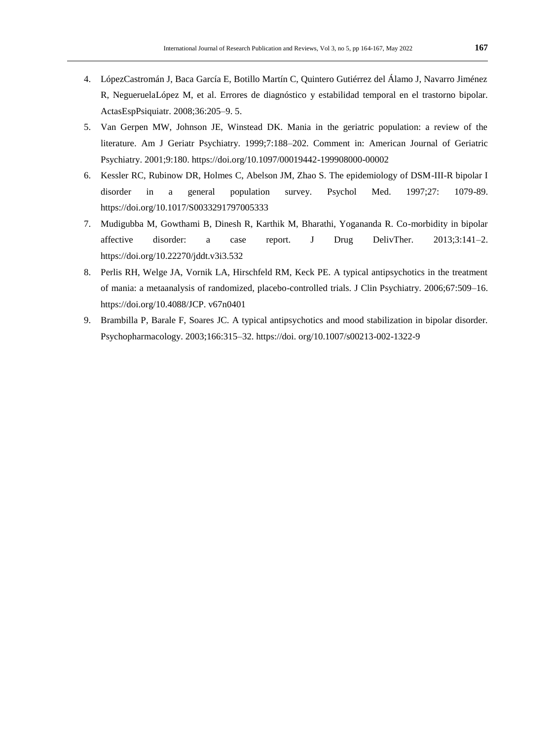4. LópezCastromán J, Baca García E, Botillo Martín C, Quintero Gutiérrez del Álamo J, Navarro Jiménez R, NegueruelaLópez M, et al. Errores de diagnóstico y estabilidad temporal en el trastorno bipolar. ActasEspPsiquiatr. 2008;36:205–9. 5.
5. Van Gerpen MW, Johnson JE, Winstead DK. Mania in the geriatric population: a review of the literature. Am J Geriatr Psychiatry. 1999;7:188–202. Comment in: American Journal of Geriatric Psychiatry. 2001;9:180. https://doi.org/10.1097/00019442-199908000-00002
6. Kessler RC, Rubinow DR, Holmes C, Abelson JM, Zhao S. The epidemiology of DSM-III-R bipolar I disorder in a general population survey. Psychol Med. 1997;27: 1079-89. https://doi.org/10.1017/S0033291797005333
7. Mudigubba M, Gowthami B, Dinesh R, Karthik M, Bharathi, Yogananda R. Co-morbidity in bipolar affective disorder: a case report. J Drug DelivTher. 2013;3:141–2. https://doi.org/10.22270/jddt.v3i3.532
8. Perlis RH, Welge JA, Vornik LA, Hirschfeld RM, Keck PE. A typical antipsychotics in the treatment of mania: a metaanalysis of randomized, placebo-controlled trials. J Clin Psychiatry. 2006;67:509–16. https://doi.org/10.4088/JCP. v67n0401
9. Brambilla P, Barale F, Soares JC. A typical antipsychotics and mood stabilization in bipolar disorder. Psychopharmacology. 2003;166:315–32. https://doi. org/10.1007/s00213-002-1322-9